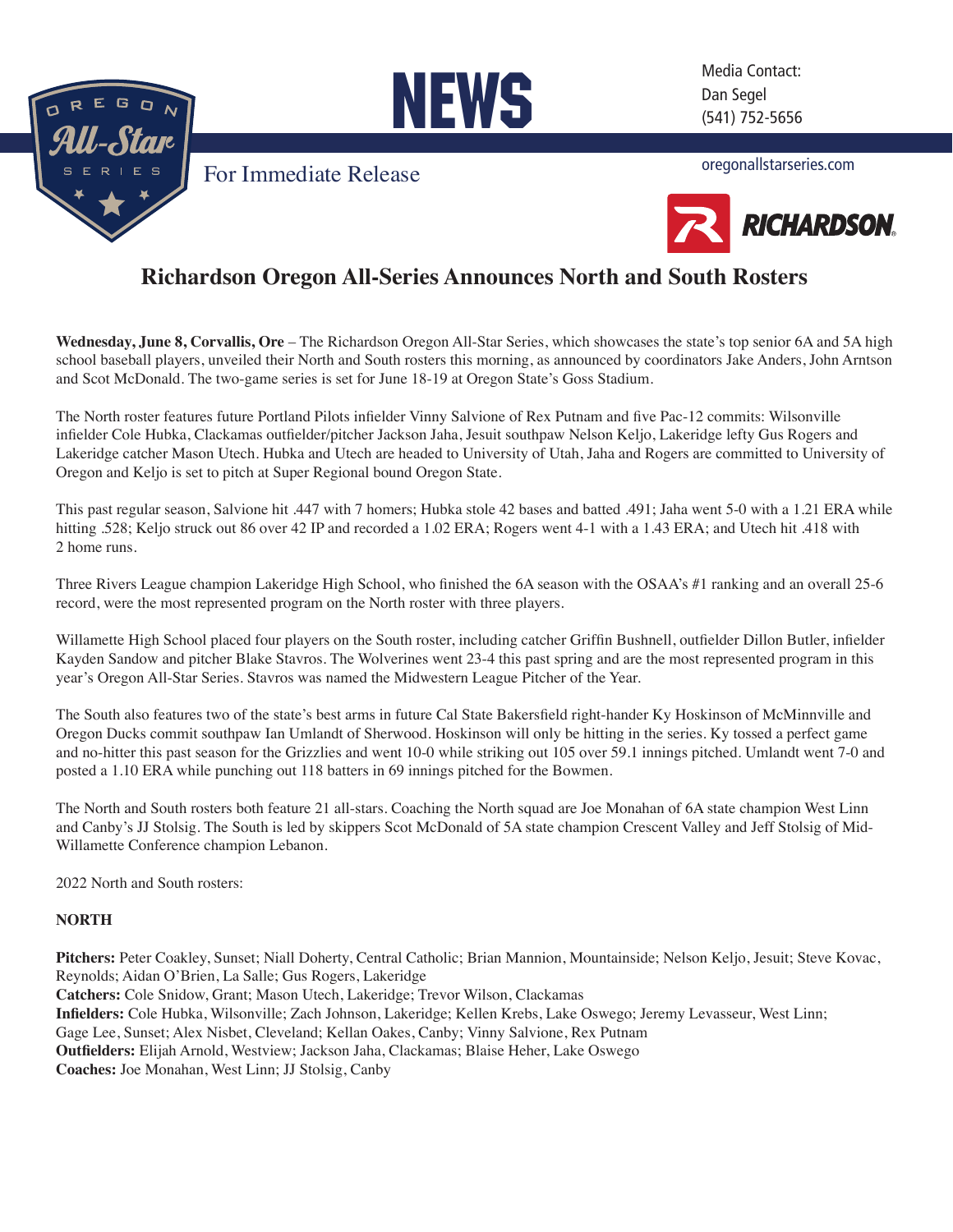# NEWS

For Immediate Release

Media Contact:
Dan Segel
(541) 752-5656

oregonallstarseries.com

## Richardson Oregon All-Series Announces North and South Rosters

**Wednesday, June 8, Corvallis, Ore** – The Richardson Oregon All-Star Series, which showcases the state's top senior 6A and 5A high school baseball players, unveiled their North and South rosters this morning, as announced by coordinators Jake Anders, John Arntson and Scot McDonald. The two-game series is set for June 18-19 at Oregon State's Goss Stadium.

The North roster features future Portland Pilots infielder Vinny Salvione of Rex Putnam and five Pac-12 commits: Wilsonville infielder Cole Hubka, Clackamas outfielder/pitcher Jackson Jaha, Jesuit southpaw Nelson Keljo, Lakeridge lefty Gus Rogers and Lakeridge catcher Mason Utech. Hubka and Utech are headed to University of Utah, Jaha and Rogers are committed to University of Oregon and Keljo is set to pitch at Super Regional bound Oregon State.

This past regular season, Salvione hit .447 with 7 homers; Hubka stole 42 bases and batted .491; Jaha went 5-0 with a 1.21 ERA while hitting .528; Keljo struck out 86 over 42 IP and recorded a 1.02 ERA; Rogers went 4-1 with a 1.43 ERA; and Utech hit .418 with 2 home runs.

Three Rivers League champion Lakeridge High School, who finished the 6A season with the OSAA's #1 ranking and an overall 25-6 record, were the most represented program on the North roster with three players.

Willamette High School placed four players on the South roster, including catcher Griffin Bushnell, outfielder Dillon Butler, infielder Kayden Sandow and pitcher Blake Stavros. The Wolverines went 23-4 this past spring and are the most represented program in this year's Oregon All-Star Series. Stavros was named the Midwestern League Pitcher of the Year.

The South also features two of the state's best arms in future Cal State Bakersfield right-hander Ky Hoskinson of McMinnville and Oregon Ducks commit southpaw Ian Umlandt of Sherwood. Hoskinson will only be hitting in the series. Ky tossed a perfect game and no-hitter this past season for the Grizzlies and went 10-0 while striking out 105 over 59.1 innings pitched. Umlandt went 7-0 and posted a 1.10 ERA while punching out 118 batters in 69 innings pitched for the Bowmen.

The North and South rosters both feature 21 all-stars. Coaching the North squad are Joe Monahan of 6A state champion West Linn and Canby's JJ Stolsig. The South is led by skippers Scot McDonald of 5A state champion Crescent Valley and Jeff Stolsig of Mid-Willamette Conference champion Lebanon.

2022 North and South rosters:

**NORTH**

**Pitchers:** Peter Coakley, Sunset; Niall Doherty, Central Catholic; Brian Mannion, Mountainside; Nelson Keljo, Jesuit; Steve Kovac, Reynolds; Aidan O'Brien, La Salle; Gus Rogers, Lakeridge
**Catchers:** Cole Snidow, Grant; Mason Utech, Lakeridge; Trevor Wilson, Clackamas
**Infielders:** Cole Hubka, Wilsonville; Zach Johnson, Lakeridge; Kellen Krebs, Lake Oswego; Jeremy Levasseur, West Linn; Gage Lee, Sunset; Alex Nisbet, Cleveland; Kellan Oakes, Canby; Vinny Salvione, Rex Putnam
**Outfielders:** Elijah Arnold, Westview; Jackson Jaha, Clackamas; Blaise Heher, Lake Oswego
**Coaches:** Joe Monahan, West Linn; JJ Stolsig, Canby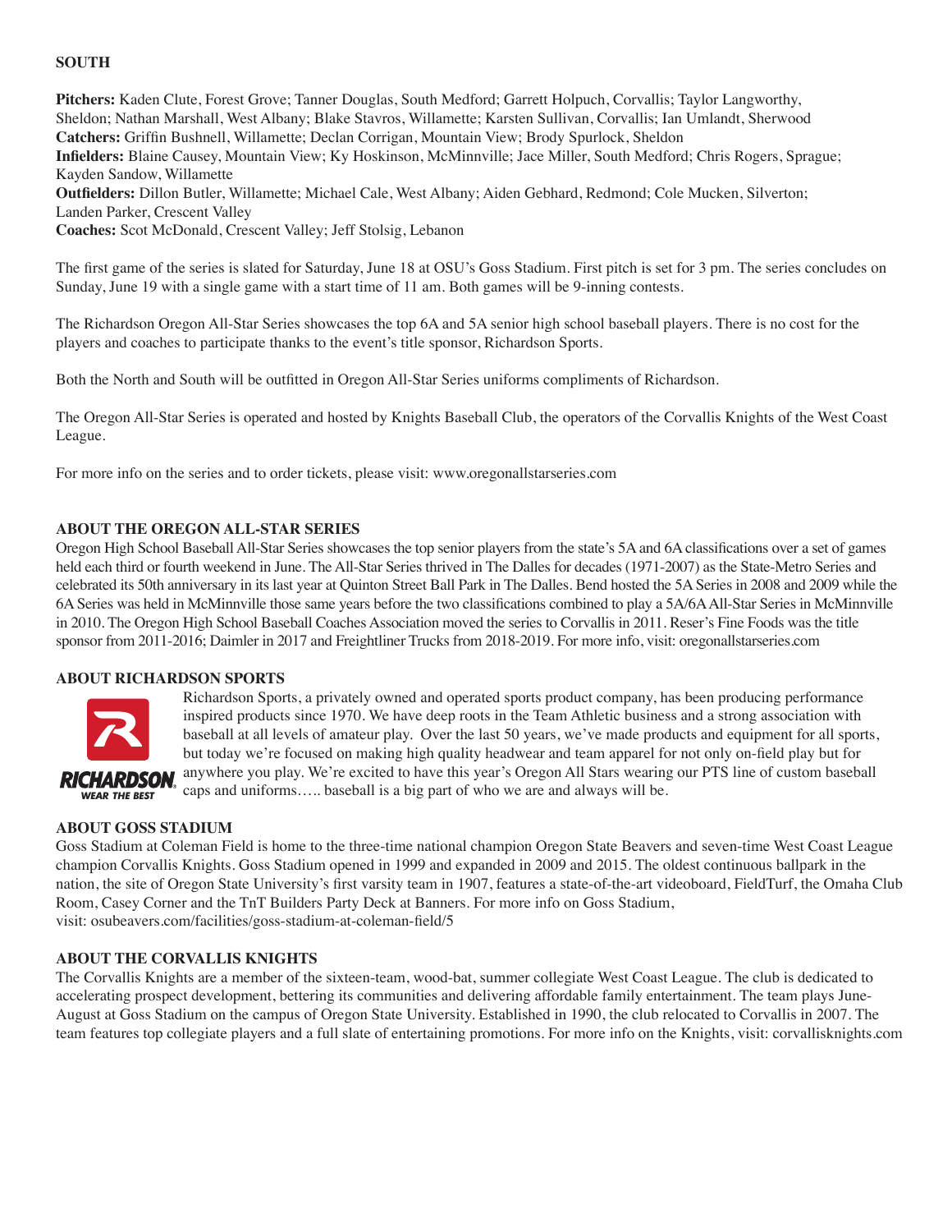**SOUTH**

**Pitchers:** Kaden Clute, Forest Grove; Tanner Douglas, South Medford; Garrett Holpuch, Corvallis; Taylor Langworthy, Sheldon; Nathan Marshall, West Albany; Blake Stavros, Willamette; Karsten Sullivan, Corvallis; Ian Umlandt, Sherwood
**Catchers:** Griffin Bushnell, Willamette; Declan Corrigan, Mountain View; Brody Spurlock, Sheldon
**Infielders:** Blaine Causey, Mountain View; Ky Hoskinson, McMinnville; Jace Miller, South Medford; Chris Rogers, Sprague; Kayden Sandow, Willamette
**Outfielders:** Dillon Butler, Willamette; Michael Cale, West Albany; Aiden Gebhard, Redmond; Cole Mucken, Silverton; Landen Parker, Crescent Valley
**Coaches:** Scot McDonald, Crescent Valley; Jeff Stolsig, Lebanon

The first game of the series is slated for Saturday, June 18 at OSU's Goss Stadium. First pitch is set for 3 pm. The series concludes on Sunday, June 19 with a single game with a start time of 11 am. Both games will be 9-inning contests.

The Richardson Oregon All-Star Series showcases the top 6A and 5A senior high school baseball players. There is no cost for the players and coaches to participate thanks to the event's title sponsor, Richardson Sports.

Both the North and South will be outfitted in Oregon All-Star Series uniforms compliments of Richardson.

The Oregon All-Star Series is operated and hosted by Knights Baseball Club, the operators of the Corvallis Knights of the West Coast League.

For more info on the series and to order tickets, please visit: www.oregonallstarseries.com

**ABOUT THE OREGON ALL-STAR SERIES**
Oregon High School Baseball All-Star Series showcases the top senior players from the state's 5A and 6A classifications over a set of games held each third or fourth weekend in June. The All-Star Series thrived in The Dalles for decades (1971-2007) as the State-Metro Series and celebrated its 50th anniversary in its last year at Quinton Street Ball Park in The Dalles. Bend hosted the 5A Series in 2008 and 2009 while the 6A Series was held in McMinnville those same years before the two classifications combined to play a 5A/6A All-Star Series in McMinnville in 2010. The Oregon High School Baseball Coaches Association moved the series to Corvallis in 2011. Reser's Fine Foods was the title sponsor from 2011-2016; Daimler in 2017 and Freightliner Trucks from 2018-2019. For more info, visit: oregonallstarseries.com

**ABOUT RICHARDSON SPORTS**
Richardson Sports, a privately owned and operated sports product company, has been producing performance inspired products since 1970. We have deep roots in the Team Athletic business and a strong association with baseball at all levels of amateur play. Over the last 50 years, we've made products and equipment for all sports, but today we're focused on making high quality headwear and team apparel for not only on-field play but for anywhere you play. We're excited to have this year's Oregon All Stars wearing our PTS line of custom baseball caps and uniforms….. baseball is a big part of who we are and always will be.

**ABOUT GOSS STADIUM**
Goss Stadium at Coleman Field is home to the three-time national champion Oregon State Beavers and seven-time West Coast League champion Corvallis Knights. Goss Stadium opened in 1999 and expanded in 2009 and 2015. The oldest continuous ballpark in the nation, the site of Oregon State University's first varsity team in 1907, features a state-of-the-art videoboard, FieldTurf, the Omaha Club Room, Casey Corner and the TnT Builders Party Deck at Banners. For more info on Goss Stadium, visit: osubeavers.com/facilities/goss-stadium-at-coleman-field/5

**ABOUT THE CORVALLIS KNIGHTS**
The Corvallis Knights are a member of the sixteen-team, wood-bat, summer collegiate West Coast League. The club is dedicated to accelerating prospect development, bettering its communities and delivering affordable family entertainment. The team plays June-August at Goss Stadium on the campus of Oregon State University. Established in 1990, the club relocated to Corvallis in 2007. The team features top collegiate players and a full slate of entertaining promotions. For more info on the Knights, visit: corvallisknights.com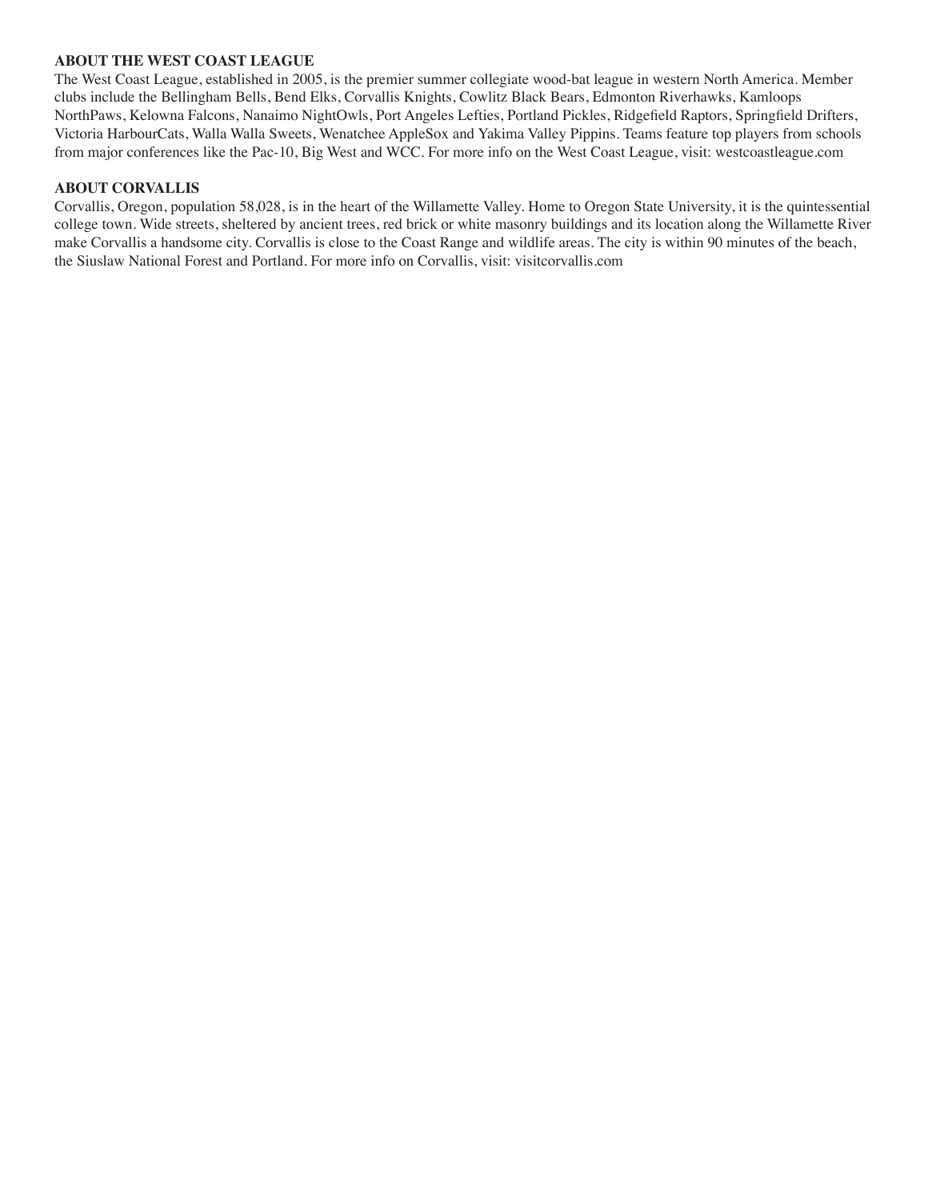**ABOUT THE WEST COAST LEAGUE**

The West Coast League, established in 2005, is the premier summer collegiate wood-bat league in western North America. Member clubs include the Bellingham Bells, Bend Elks, Corvallis Knights, Cowlitz Black Bears, Edmonton Riverhawks, Kamloops NorthPaws, Kelowna Falcons, Nanaimo NightOwls, Port Angeles Lefties, Portland Pickles, Ridgefield Raptors, Springfield Drifters, Victoria HarbourCats, Walla Walla Sweets, Wenatchee AppleSox and Yakima Valley Pippins. Teams feature top players from schools from major conferences like the Pac-10, Big West and WCC. For more info on the West Coast League, visit: westcoastleague.com

**ABOUT CORVALLIS**

Corvallis, Oregon, population 58,028, is in the heart of the Willamette Valley. Home to Oregon State University, it is the quintessential college town. Wide streets, sheltered by ancient trees, red brick or white masonry buildings and its location along the Willamette River make Corvallis a handsome city. Corvallis is close to the Coast Range and wildlife areas. The city is within 90 minutes of the beach, the Siuslaw National Forest and Portland. For more info on Corvallis, visit: visitcorvallis.com